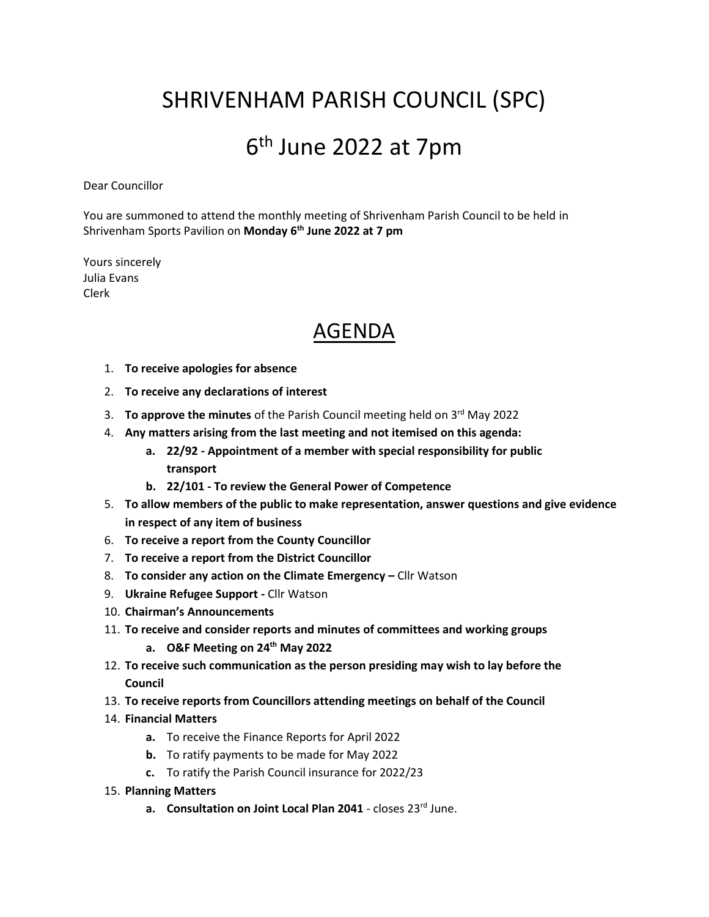# SHRIVENHAM PARISH COUNCIL (SPC)

# 6th June 2022 at 7pm

Dear Councillor

You are summoned to attend the monthly meeting of Shrivenham Parish Council to be held in Shrivenham Sports Pavilion on **Monday 6th June 2022 at 7 pm**

Yours sincerely
Julia Evans
Clerk

## AGENDA

1. **To receive apologies for absence**
2. **To receive any declarations of interest**
3. **To approve the minutes** of the Parish Council meeting held on 3rd May 2022
4. **Any matters arising from the last meeting and not itemised on this agenda:**
   a. **22/92 - Appointment of a member with special responsibility for public transport**
   b. **22/101 - To review the General Power of Competence**
5. **To allow members of the public to make representation, answer questions and give evidence in respect of any item of business**
6. **To receive a report from the County Councillor**
7. **To receive a report from the District Councillor**
8. **To consider any action on the Climate Emergency –** Cllr Watson
9. **Ukraine Refugee Support -** Cllr Watson
10. **Chairman's Announcements**
11. **To receive and consider reports and minutes of committees and working groups**
    a. **O&F Meeting on 24th May 2022**
12. **To receive such communication as the person presiding may wish to lay before the Council**
13. **To receive reports from Councillors attending meetings on behalf of the Council**
14. **Financial Matters**
    a. To receive the Finance Reports for April 2022
    b. To ratify payments to be made for May 2022
    c. To ratify the Parish Council insurance for 2022/23
15. **Planning Matters**
    a. **Consultation on Joint Local Plan 2041** - closes 23rd June.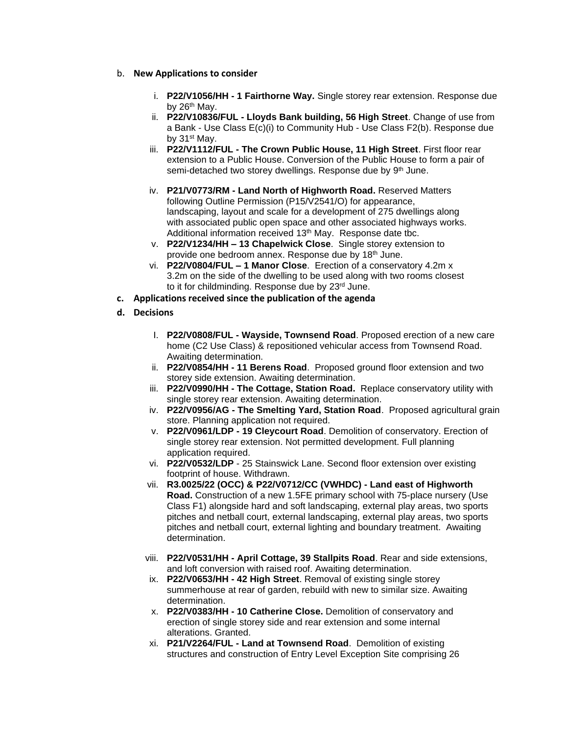b. **New Applications to consider**

  i. **P22/V1056/HH - 1 Fairthorne Way.** Single storey rear extension. Response due by 26th May.
  ii. **P22/V10836/FUL - Lloyds Bank building, 56 High Street**. Change of use from a Bank - Use Class E(c)(i) to Community Hub - Use Class F2(b). Response due by 31st May.
  iii. **P22/V1112/FUL - The Crown Public House, 11 High Street**. First floor rear extension to a Public House. Conversion of the Public House to form a pair of semi-detached two storey dwellings. Response due by 9th June.
  iv. **P21/V0773/RM - Land North of Highworth Road.** Reserved Matters following Outline Permission (P15/V2541/O) for appearance, landscaping, layout and scale for a development of 275 dwellings along with associated public open space and other associated highways works. Additional information received 13th May. Response date tbc.
  v. **P22/V1234/HH – 13 Chapelwick Close**. Single storey extension to provide one bedroom annex. Response due by 18th June.
  vi. **P22/V0804/FUL – 1 Manor Close**. Erection of a conservatory 4.2m x 3.2m on the side of the dwelling to be used along with two rooms closest to it for childminding. Response due by 23rd June.

**c. Applications received since the publication of the agenda**

**d. Decisions**

  I. **P22/V0808/FUL - Wayside, Townsend Road**. Proposed erection of a new care home (C2 Use Class) & repositioned vehicular access from Townsend Road. Awaiting determination.
  ii. **P22/V0854/HH - 11 Berens Road**. Proposed ground floor extension and two storey side extension. Awaiting determination.
  iii. **P22/V0990/HH - The Cottage, Station Road.** Replace conservatory utility with single storey rear extension. Awaiting determination.
  iv. **P22/V0956/AG - The Smelting Yard, Station Road**. Proposed agricultural grain store. Planning application not required.
  v. **P22/V0961/LDP - 19 Cleycourt Road**. Demolition of conservatory. Erection of single storey rear extension. Not permitted development. Full planning application required.
  vi. **P22/V0532/LDP** - 25 Stainswick Lane. Second floor extension over existing footprint of house. Withdrawn.
  vii. **R3.0025/22 (OCC) & P22/V0712/CC (VWHDC) - Land east of Highworth Road.** Construction of a new 1.5FE primary school with 75-place nursery (Use Class F1) alongside hard and soft landscaping, external play areas, two sports pitches and netball court, external landscaping, external play areas, two sports pitches and netball court, external lighting and boundary treatment. Awaiting determination.
  viii. **P22/V0531/HH - April Cottage, 39 Stallpits Road**. Rear and side extensions, and loft conversion with raised roof. Awaiting determination.
  ix. **P22/V0653/HH - 42 High Street**. Removal of existing single storey summerhouse at rear of garden, rebuild with new to similar size. Awaiting determination.
  x. **P22/V0383/HH - 10 Catherine Close.** Demolition of conservatory and erection of single storey side and rear extension and some internal alterations. Granted.
  xi. **P21/V2264/FUL - Land at Townsend Road**. Demolition of existing structures and construction of Entry Level Exception Site comprising 26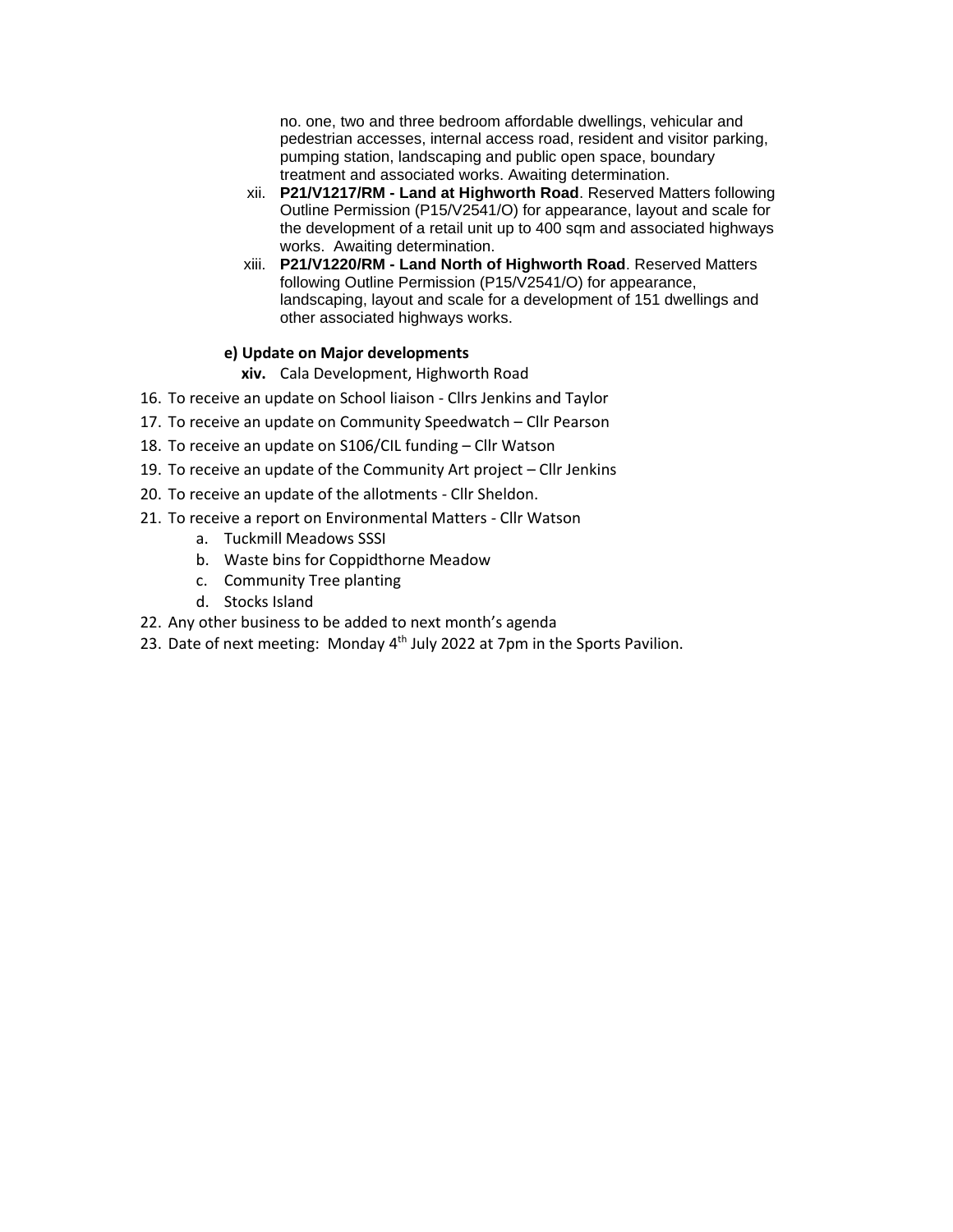no. one, two and three bedroom affordable dwellings, vehicular and pedestrian accesses, internal access road, resident and visitor parking, pumping station, landscaping and public open space, boundary treatment and associated works. Awaiting determination.

xii. **P21/V1217/RM - Land at Highworth Road**. Reserved Matters following Outline Permission (P15/V2541/O) for appearance, layout and scale for the development of a retail unit up to 400 sqm and associated highways works. Awaiting determination.

xiii. **P21/V1220/RM - Land North of Highworth Road**. Reserved Matters following Outline Permission (P15/V2541/O) for appearance, landscaping, layout and scale for a development of 151 dwellings and other associated highways works.

**e) Update on Major developments**

**xiv.** Cala Development, Highworth Road

16. To receive an update on School liaison - Cllrs Jenkins and Taylor
17. To receive an update on Community Speedwatch – Cllr Pearson
18. To receive an update on S106/CIL funding – Cllr Watson
19. To receive an update of the Community Art project – Cllr Jenkins
20. To receive an update of the allotments - Cllr Sheldon.
21. To receive a report on Environmental Matters - Cllr Watson
    a. Tuckmill Meadows SSSI
    b. Waste bins for Coppidthorne Meadow
    c. Community Tree planting
    d. Stocks Island
22. Any other business to be added to next month's agenda
23. Date of next meeting: Monday 4th July 2022 at 7pm in the Sports Pavilion.